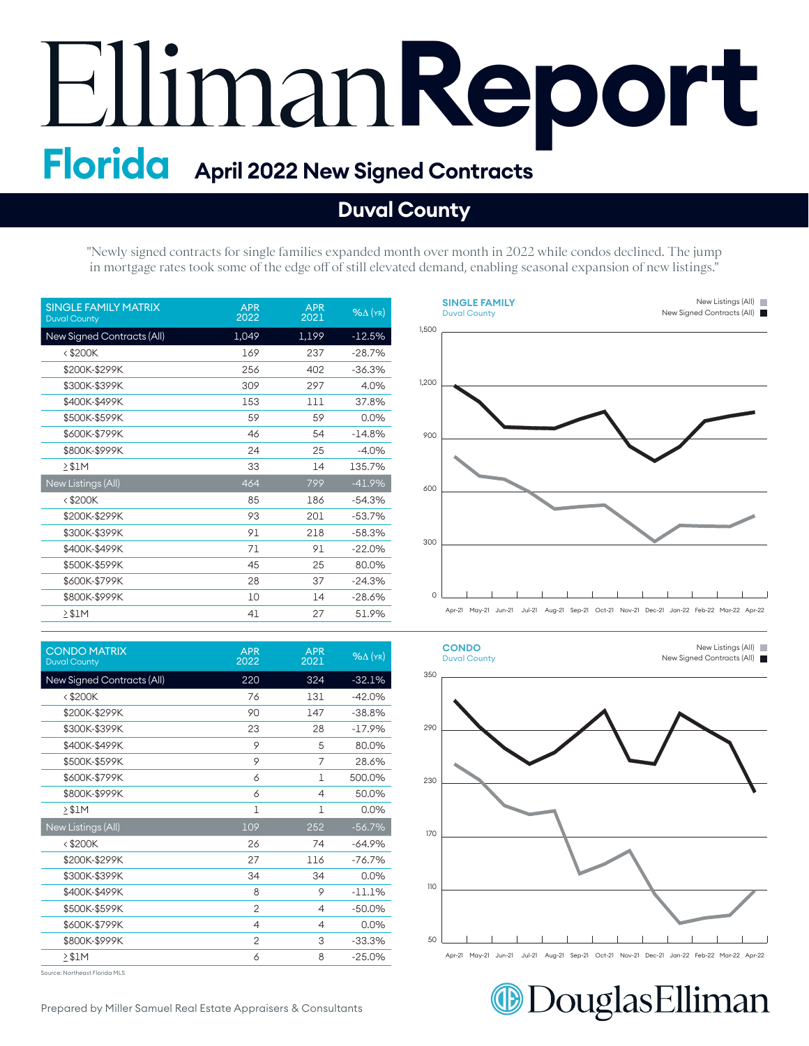# Elliman Report

## Florida — April 2022 New Signed Contracts

## Duval County

"Newly signed contracts for single families expanded month over month in 2022 while condos declined. The jump in mortgage rates took some of the edge off of still elevated demand, enabling seasonal expansion of new listings."

| SINGLE FAMILY MATRIX Duval County | APR 2022 | APR 2021 | %Δ (YR) |
|---|---|---|---|
| New Signed Contracts (All) | 1,049 | 1,199 | -12.5% |
| < $200K | 169 | 237 | -28.7% |
| $200K-$299K | 256 | 402 | -36.3% |
| $300K-$399K | 309 | 297 | 4.0% |
| $400K-$499K | 153 | 111 | 37.8% |
| $500K-$599K | 59 | 59 | 0.0% |
| $600K-$799K | 46 | 54 | -14.8% |
| $800K-$999K | 24 | 25 | -4.0% |
| ≥ $1M | 33 | 14 | 135.7% |
| New Listings (All) | 464 | 799 | -41.9% |
| < $200K | 85 | 186 | -54.3% |
| $200K-$299K | 93 | 201 | -53.7% |
| $300K-$399K | 91 | 218 | -58.3% |
| $400K-$499K | 71 | 91 | -22.0% |
| $500K-$599K | 45 | 25 | 80.0% |
| $600K-$799K | 28 | 37 | -24.3% |
| $800K-$999K | 10 | 14 | -28.6% |
| ≥ $1M | 41 | 27 | 51.9% |

**SINGLE FAMILY** Duval County — New Listings (All), New Signed Contracts (All)

| CONDO MATRIX Duval County | APR 2022 | APR 2021 | %Δ (YR) |
|---|---|---|---|
| New Signed Contracts (All) | 220 | 324 | -32.1% |
| < $200K | 76 | 131 | -42.0% |
| $200K-$299K | 90 | 147 | -38.8% |
| $300K-$399K | 23 | 28 | -17.9% |
| $400K-$499K | 9 | 5 | 80.0% |
| $500K-$599K | 9 | 7 | 28.6% |
| $600K-$799K | 6 | 1 | 500.0% |
| $800K-$999K | 6 | 4 | 50.0% |
| ≥ $1M | 1 | 1 | 0.0% |
| New Listings (All) | 109 | 252 | -56.7% |
| < $200K | 26 | 74 | -64.9% |
| $200K-$299K | 27 | 116 | -76.7% |
| $300K-$399K | 34 | 34 | 0.0% |
| $400K-$499K | 8 | 9 | -11.1% |
| $500K-$599K | 2 | 4 | -50.0% |
| $600K-$799K | 4 | 4 | 0.0% |
| $800K-$999K | 2 | 3 | -33.3% |
| ≥ $1M | 6 | 8 | -25.0% |

**CONDO** Duval County — New Listings (All), New Signed Contracts (All)

Source: Northeast Florida MLS

Prepared by Miller Samuel Real Estate Appraisers & Consultants

Douglas Elliman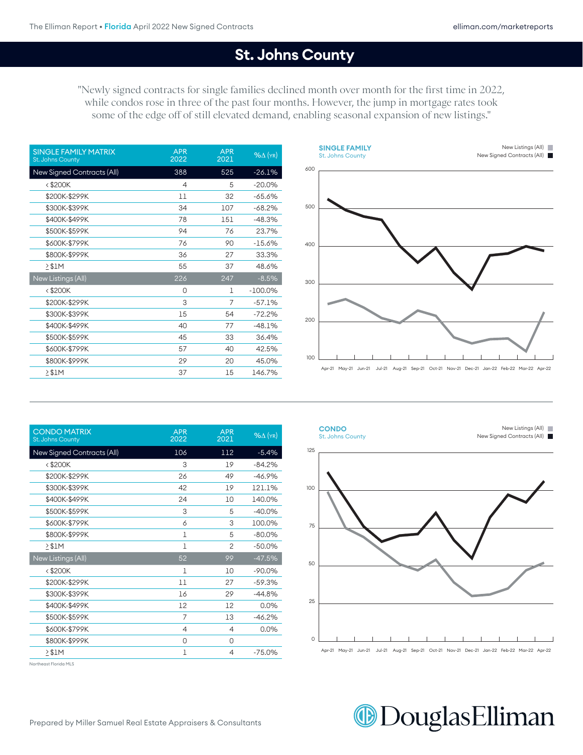# St. Johns County

"Newly signed contracts for single families declined month over month for the first time in 2022, while condos rose in three of the past four months. However, the jump in mortgage rates took some of the edge off of still elevated demand, enabling seasonal expansion of new listings."

| SINGLE FAMILY MATRIX St. Johns County | APR 2022 | APR 2021 | %Δ (YR) |
|---|---|---|---|
| New Signed Contracts (All) | 388 | 525 | -26.1% |
| < $200K | 4 | 5 | -20.0% |
| $200K-$299K | 11 | 32 | -65.6% |
| $300K-$399K | 34 | 107 | -68.2% |
| $400K-$499K | 78 | 151 | -48.3% |
| $500K-$599K | 94 | 76 | 23.7% |
| $600K-$799K | 76 | 90 | -15.6% |
| $800K-$999K | 36 | 27 | 33.3% |
| ≥ $1M | 55 | 37 | 48.6% |
| New Listings (All) | 226 | 247 | -8.5% |
| < $200K | 0 | 1 | -100.0% |
| $200K-$299K | 3 | 7 | -57.1% |
| $300K-$399K | 15 | 54 | -72.2% |
| $400K-$499K | 40 | 77 | -48.1% |
| $500K-$599K | 45 | 33 | 36.4% |
| $600K-$799K | 57 | 40 | 42.5% |
| $800K-$999K | 29 | 20 | 45.0% |
| ≥ $1M | 37 | 15 | 146.7% |

**SINGLE FAMILY**
St. Johns County

New Listings (All)
New Signed Contracts (All)

| CONDO MATRIX St. Johns County | APR 2022 | APR 2021 | %Δ (YR) |
|---|---|---|---|
| New Signed Contracts (All) | 106 | 112 | -5.4% |
| < $200K | 3 | 19 | -84.2% |
| $200K-$299K | 26 | 49 | -46.9% |
| $300K-$399K | 42 | 19 | 121.1% |
| $400K-$499K | 24 | 10 | 140.0% |
| $500K-$599K | 3 | 5 | -40.0% |
| $600K-$799K | 6 | 3 | 100.0% |
| $800K-$999K | 1 | 5 | -80.0% |
| ≥ $1M | 1 | 2 | -50.0% |
| New Listings (All) | 52 | 99 | -47.5% |
| < $200K | 1 | 10 | -90.0% |
| $200K-$299K | 11 | 27 | -59.3% |
| $300K-$399K | 16 | 29 | -44.8% |
| $400K-$499K | 12 | 12 | 0.0% |
| $500K-$599K | 7 | 13 | -46.2% |
| $600K-$799K | 4 | 4 | 0.0% |
| $800K-$999K | 0 | 0 | |
| ≥ $1M | 1 | 4 | -75.0% |

Northeast Florida MLS

**CONDO**
St. Johns County

New Listings (All)
New Signed Contracts (All)

Prepared by Miller Samuel Real Estate Appraisers & Consultants

DouglasElliman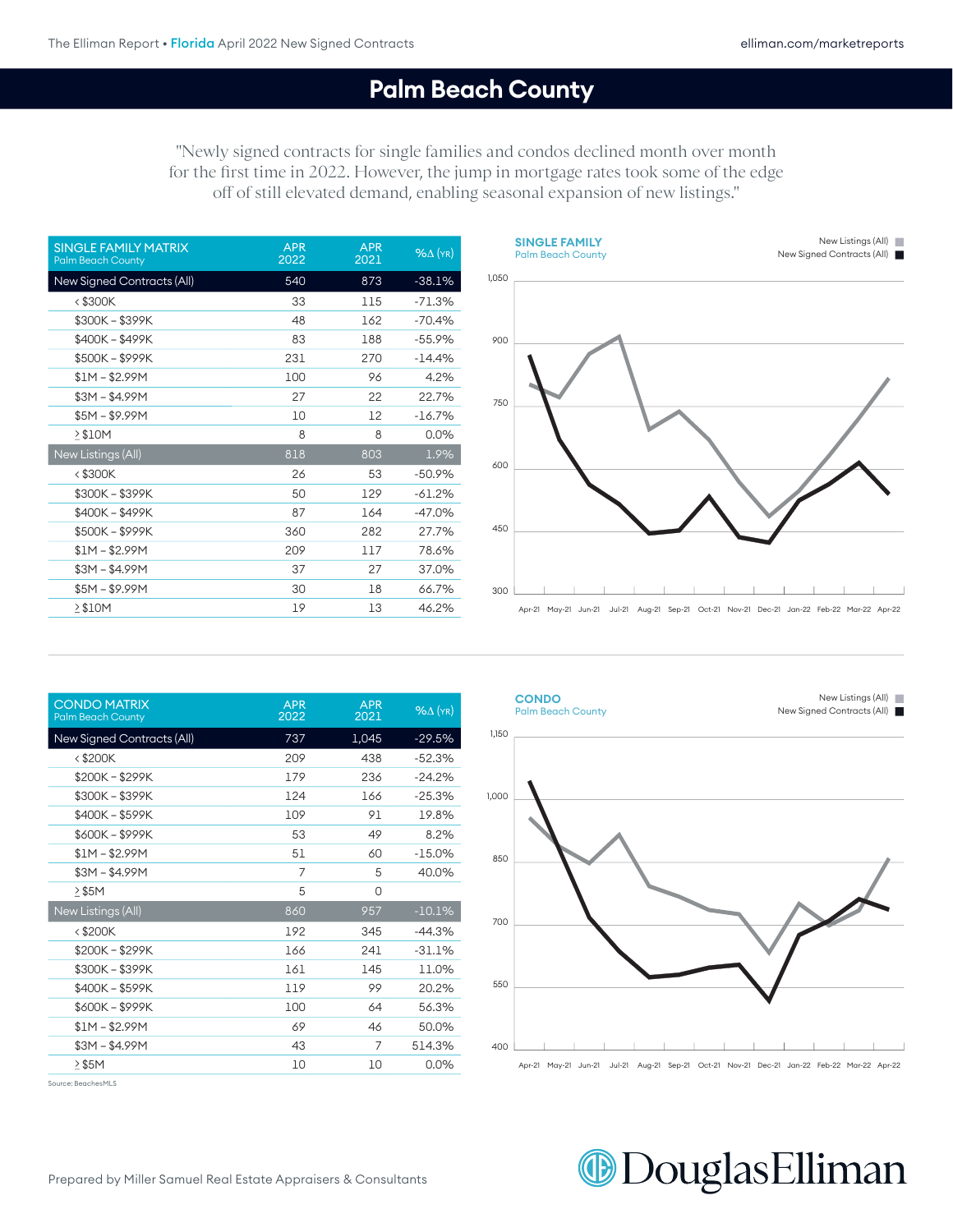# Palm Beach County

"Newly signed contracts for single families and condos declined month over month for the first time in 2022. However, the jump in mortgage rates took some of the edge off of still elevated demand, enabling seasonal expansion of new listings."

| SINGLE FAMILY MATRIX Palm Beach County | APR 2022 | APR 2021 | %Δ (YR) |
|---|---|---|---|
| New Signed Contracts (All) | 540 | 873 | -38.1% |
| < $300K | 33 | 115 | -71.3% |
| $300K – $399K | 48 | 162 | -70.4% |
| $400K – $499K | 83 | 188 | -55.9% |
| $500K – $999K | 231 | 270 | -14.4% |
| $1M – $2.99M | 100 | 96 | 4.2% |
| $3M – $4.99M | 27 | 22 | 22.7% |
| $5M – $9.99M | 10 | 12 | -16.7% |
| ≥ $10M | 8 | 8 | 0.0% |
| New Listings (All) | 818 | 803 | 1.9% |
| < $300K | 26 | 53 | -50.9% |
| $300K – $399K | 50 | 129 | -61.2% |
| $400K – $499K | 87 | 164 | -47.0% |
| $500K – $999K | 360 | 282 | 27.7% |
| $1M – $2.99M | 209 | 117 | 78.6% |
| $3M – $4.99M | 37 | 27 | 37.0% |
| $5M – $9.99M | 30 | 18 | 66.7% |
| ≥ $10M | 19 | 13 | 46.2% |

**SINGLE FAMILY**
Palm Beach County

New Listings (All) / New Signed Contracts (All)

Apr-21 May-21 Jun-21 Jul-21 Aug-21 Sep-21 Oct-21 Nov-21 Dec-21 Jan-22 Feb-22 Mar-22 Apr-22

| CONDO MATRIX Palm Beach County | APR 2022 | APR 2021 | %Δ (YR) |
|---|---|---|---|
| New Signed Contracts (All) | 737 | 1,045 | -29.5% |
| < $200K | 209 | 438 | -52.3% |
| $200K – $299K | 179 | 236 | -24.2% |
| $300K – $399K | 124 | 166 | -25.3% |
| $400K – $599K | 109 | 91 | 19.8% |
| $600K – $999K | 53 | 49 | 8.2% |
| $1M – $2.99M | 51 | 60 | -15.0% |
| $3M – $4.99M | 7 | 5 | 40.0% |
| ≥ $5M | 5 | 0 | |
| New Listings (All) | 860 | 957 | -10.1% |
| < $200K | 192 | 345 | -44.3% |
| $200K – $299K | 166 | 241 | -31.1% |
| $300K – $399K | 161 | 145 | 11.0% |
| $400K – $599K | 119 | 99 | 20.2% |
| $600K – $999K | 100 | 64 | 56.3% |
| $1M – $2.99M | 69 | 46 | 50.0% |
| $3M – $4.99M | 43 | 7 | 514.3% |
| ≥ $5M | 10 | 10 | 0.0% |

Source: BeachesMLS

**CONDO**
Palm Beach County

New Listings (All) / New Signed Contracts (All)

Apr-21 May-21 Jun-21 Jul-21 Aug-21 Sep-21 Oct-21 Nov-21 Dec-21 Jan-22 Feb-22 Mar-22 Apr-22

Prepared by Miller Samuel Real Estate Appraisers & Consultants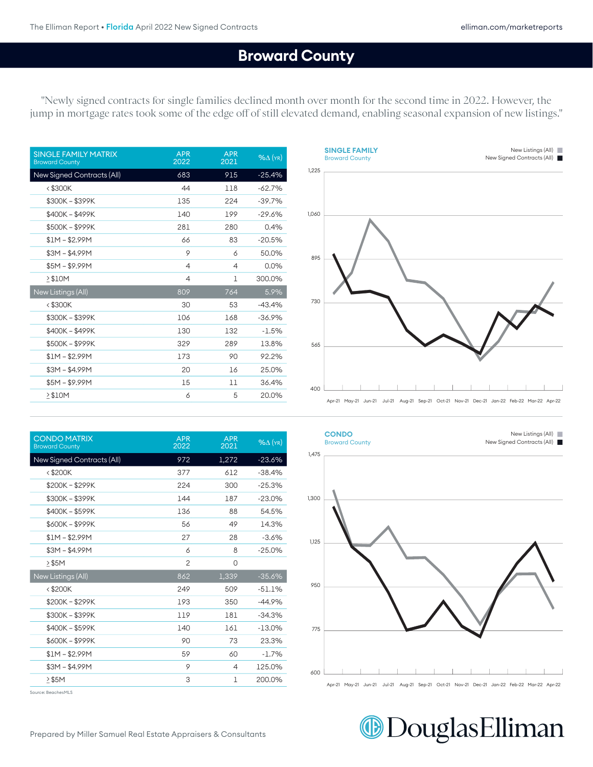# Broward County

"Newly signed contracts for single families declined month over month for the second time in 2022. However, the jump in mortgage rates took some of the edge off of still elevated demand, enabling seasonal expansion of new listings."

| SINGLE FAMILY MATRIX Broward County | APR 2022 | APR 2021 | %Δ (YR) |
|---|---|---|---|
| New Signed Contracts (All) | 683 | 915 | -25.4% |
| < $300K | 44 | 118 | -62.7% |
| $300K – $399K | 135 | 224 | -39.7% |
| $400K – $499K | 140 | 199 | -29.6% |
| $500K – $999K | 281 | 280 | 0.4% |
| $1M – $2.99M | 66 | 83 | -20.5% |
| $3M – $4.99M | 9 | 6 | 50.0% |
| $5M – $9.99M | 4 | 4 | 0.0% |
| ≥ $10M | 4 | 1 | 300.0% |
| New Listings (All) | 809 | 764 | 5.9% |
| < $300K | 30 | 53 | -43.4% |
| $300K – $399K | 106 | 168 | -36.9% |
| $400K – $499K | 130 | 132 | -1.5% |
| $500K – $999K | 329 | 289 | 13.8% |
| $1M – $2.99M | 173 | 90 | 92.2% |
| $3M – $4.99M | 20 | 16 | 25.0% |
| $5M – $9.99M | 15 | 11 | 36.4% |
| ≥ $10M | 6 | 5 | 20.0% |

**SINGLE FAMILY**
Broward County

New Listings (All)
New Signed Contracts (All)

| CONDO MATRIX Broward County | APR 2022 | APR 2021 | %Δ (YR) |
|---|---|---|---|
| New Signed Contracts (All) | 972 | 1,272 | -23.6% |
| < $200K | 377 | 612 | -38.4% |
| $200K – $299K | 224 | 300 | -25.3% |
| $300K – $399K | 144 | 187 | -23.0% |
| $400K – $599K | 136 | 88 | 54.5% |
| $600K – $999K | 56 | 49 | 14.3% |
| $1M – $2.99M | 27 | 28 | -3.6% |
| $3M – $4.99M | 6 | 8 | -25.0% |
| ≥ $5M | 2 | 0 | |
| New Listings (All) | 862 | 1,339 | -35.6% |
| < $200K | 249 | 509 | -51.1% |
| $200K – $299K | 193 | 350 | -44.9% |
| $300K – $399K | 119 | 181 | -34.3% |
| $400K – $599K | 140 | 161 | -13.0% |
| $600K – $999K | 90 | 73 | 23.3% |
| $1M – $2.99M | 59 | 60 | -1.7% |
| $3M – $4.99M | 9 | 4 | 125.0% |
| ≥ $5M | 3 | 1 | 200.0% |

Source: BeachesMLS

**CONDO**
Broward County

New Listings (All)
New Signed Contracts (All)

Prepared by Miller Samuel Real Estate Appraisers & Consultants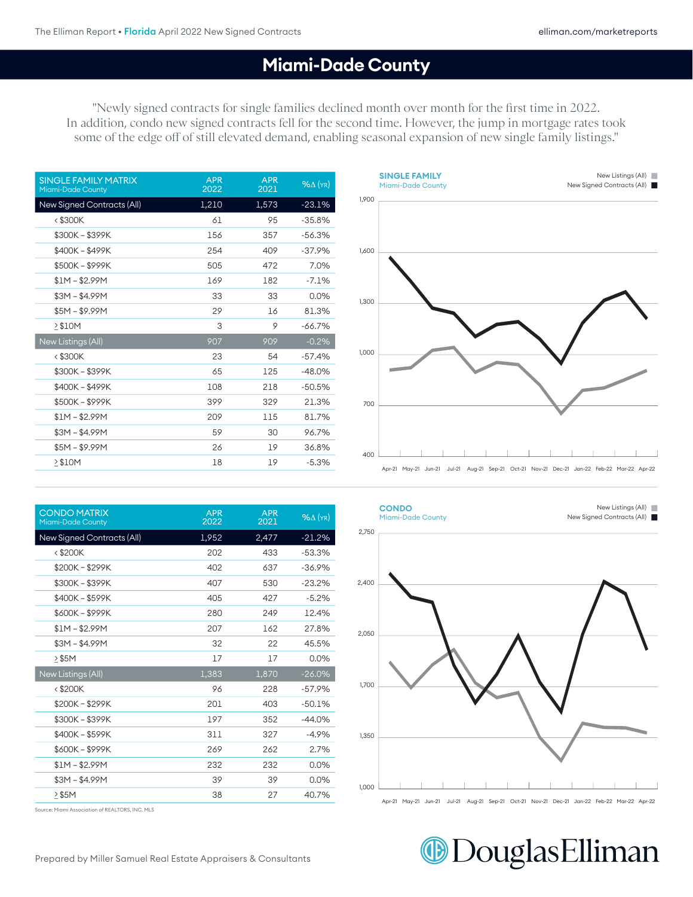# Miami-Dade County

"Newly signed contracts for single families declined month over month for the first time in 2022. In addition, condo new signed contracts fell for the second time. However, the jump in mortgage rates took some of the edge off of still elevated demand, enabling seasonal expansion of new single family listings."

| SINGLE FAMILY MATRIX Miami-Dade County | APR 2022 | APR 2021 | %Δ (YR) |
|---|---|---|---|
| New Signed Contracts (All) | 1,210 | 1,573 | -23.1% |
| < $300K | 61 | 95 | -35.8% |
| $300K – $399K | 156 | 357 | -56.3% |
| $400K – $499K | 254 | 409 | -37.9% |
| $500K – $999K | 505 | 472 | 7.0% |
| $1M – $2.99M | 169 | 182 | -7.1% |
| $3M – $4.99M | 33 | 33 | 0.0% |
| $5M – $9.99M | 29 | 16 | 81.3% |
| ≥ $10M | 3 | 9 | -66.7% |
| New Listings (All) | 907 | 909 | -0.2% |
| < $300K | 23 | 54 | -57.4% |
| $300K – $399K | 65 | 125 | -48.0% |
| $400K – $499K | 108 | 218 | -50.5% |
| $500K – $999K | 399 | 329 | 21.3% |
| $1M – $2.99M | 209 | 115 | 81.7% |
| $3M – $4.99M | 59 | 30 | 96.7% |
| $5M – $9.99M | 26 | 19 | 36.8% |
| ≥ $10M | 18 | 19 | -5.3% |

**SINGLE FAMILY** Miami-Dade County

New Listings (All) / New Signed Contracts (All)

| CONDO MATRIX Miami-Dade County | APR 2022 | APR 2021 | %Δ (YR) |
|---|---|---|---|
| New Signed Contracts (All) | 1,952 | 2,477 | -21.2% |
| < $200K | 202 | 433 | -53.3% |
| $200K – $299K | 402 | 637 | -36.9% |
| $300K – $399K | 407 | 530 | -23.2% |
| $400K – $599K | 405 | 427 | -5.2% |
| $600K – $999K | 280 | 249 | 12.4% |
| $1M – $2.99M | 207 | 162 | 27.8% |
| $3M – $4.99M | 32 | 22 | 45.5% |
| ≥ $5M | 17 | 17 | 0.0% |
| New Listings (All) | 1,383 | 1,870 | -26.0% |
| < $200K | 96 | 228 | -57.9% |
| $200K – $299K | 201 | 403 | -50.1% |
| $300K – $399K | 197 | 352 | -44.0% |
| $400K – $599K | 311 | 327 | -4.9% |
| $600K – $999K | 269 | 262 | 2.7% |
| $1M – $2.99M | 232 | 232 | 0.0% |
| $3M – $4.99M | 39 | 39 | 0.0% |
| ≥ $5M | 38 | 27 | 40.7% |

Source: Miami Association of REALTORS, INC. MLS

**CONDO** Miami-Dade County

New Listings (All) / New Signed Contracts (All)

Prepared by Miller Samuel Real Estate Appraisers & Consultants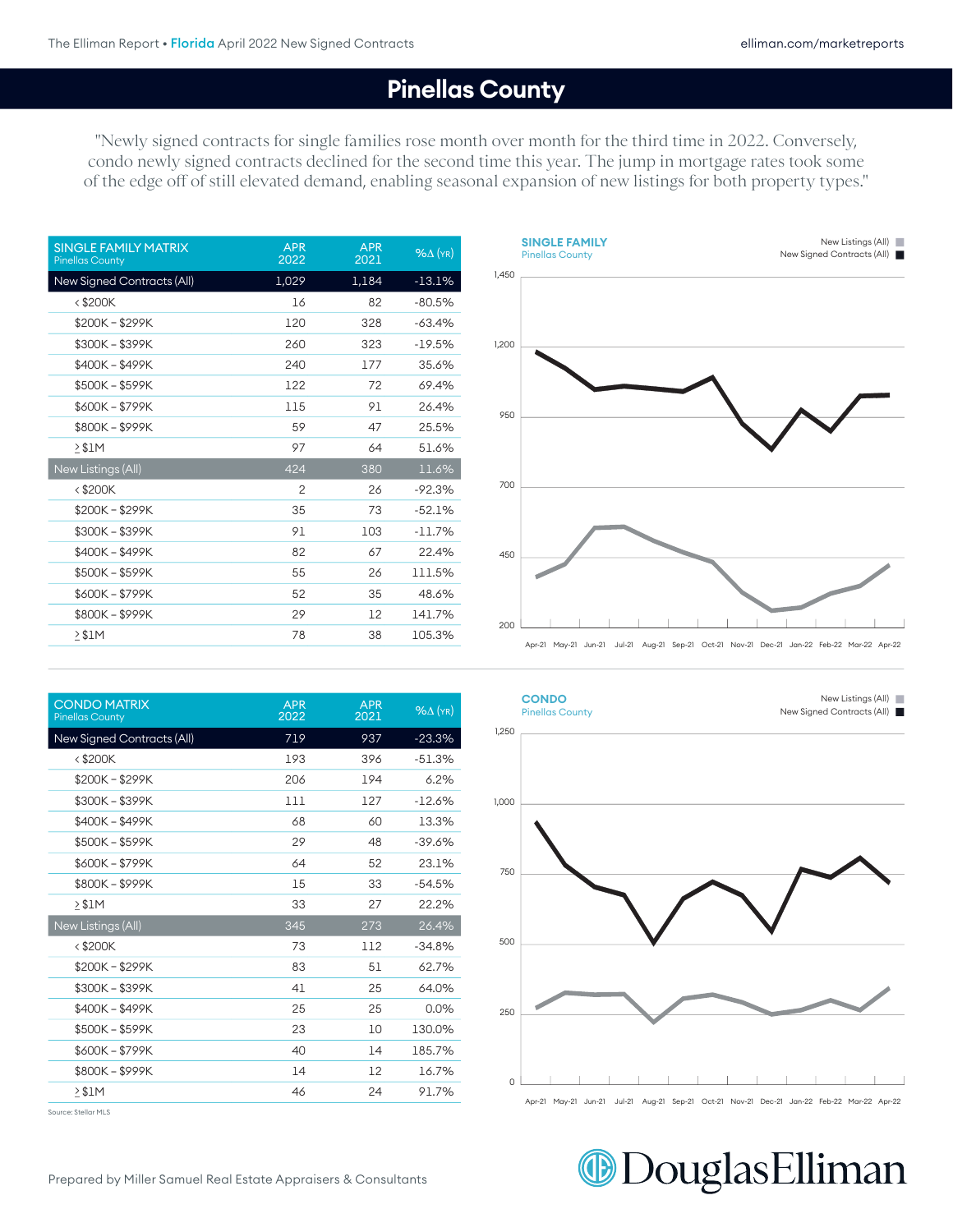# Pinellas County

"Newly signed contracts for single families rose month over month for the third time in 2022. Conversely, condo newly signed contracts declined for the second time this year. The jump in mortgage rates took some of the edge off of still elevated demand, enabling seasonal expansion of new listings for both property types."

| SINGLE FAMILY MATRIX Pinellas County | APR 2022 | APR 2021 | %Δ (YR) |
|---|---|---|---|
| New Signed Contracts (All) | 1,029 | 1,184 | -13.1% |
| < $200K | 16 | 82 | -80.5% |
| $200K – $299K | 120 | 328 | -63.4% |
| $300K – $399K | 260 | 323 | -19.5% |
| $400K – $499K | 240 | 177 | 35.6% |
| $500K – $599K | 122 | 72 | 69.4% |
| $600K – $799K | 115 | 91 | 26.4% |
| $800K – $999K | 59 | 47 | 25.5% |
| ≥ $1M | 97 | 64 | 51.6% |
| New Listings (All) | 424 | 380 | 11.6% |
| < $200K | 2 | 26 | -92.3% |
| $200K – $299K | 35 | 73 | -52.1% |
| $300K – $399K | 91 | 103 | -11.7% |
| $400K – $499K | 82 | 67 | 22.4% |
| $500K – $599K | 55 | 26 | 111.5% |
| $600K – $799K | 52 | 35 | 48.6% |
| $800K – $999K | 29 | 12 | 141.7% |
| ≥ $1M | 78 | 38 | 105.3% |

**SINGLE FAMILY**
Pinellas County

New Listings (All)
New Signed Contracts (All)

| SINGLE FAMILY MATRIX Pinellas County | APR 2022 | APR 2021 | %Δ (YR) |
|---|---|---|---|

| CONDO MATRIX Pinellas County | APR 2022 | APR 2021 | %Δ (YR) |
|---|---|---|---|
| New Signed Contracts (All) | 719 | 937 | -23.3% |
| < $200K | 193 | 396 | -51.3% |
| $200K – $299K | 206 | 194 | 6.2% |
| $300K – $399K | 111 | 127 | -12.6% |
| $400K – $499K | 68 | 60 | 13.3% |
| $500K – $599K | 29 | 48 | -39.6% |
| $600K – $799K | 64 | 52 | 23.1% |
| $800K – $999K | 15 | 33 | -54.5% |
| ≥ $1M | 33 | 27 | 22.2% |
| New Listings (All) | 345 | 273 | 26.4% |
| < $200K | 73 | 112 | -34.8% |
| $200K – $299K | 83 | 51 | 62.7% |
| $300K – $399K | 41 | 25 | 64.0% |
| $400K – $499K | 25 | 25 | 0.0% |
| $500K – $599K | 23 | 10 | 130.0% |
| $600K – $799K | 40 | 14 | 185.7% |
| $800K – $999K | 14 | 12 | 16.7% |
| ≥ $1M | 46 | 24 | 91.7% |

**CONDO**
Pinellas County

New Listings (All)
New Signed Contracts (All)

Source: Stellar MLS

Prepared by Miller Samuel Real Estate Appraisers & Consultants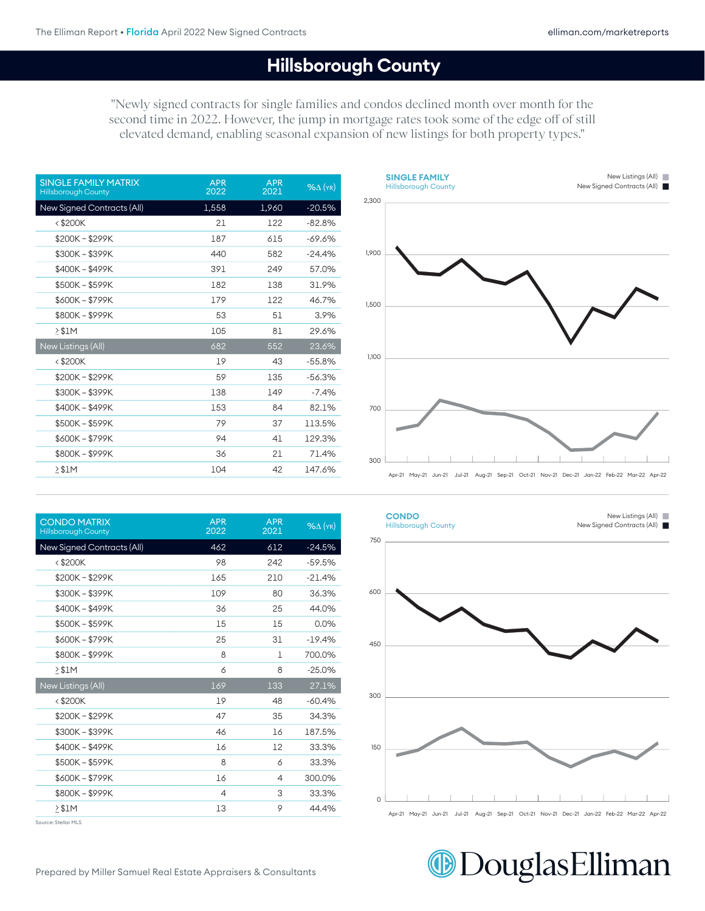# Hillsborough County

"Newly signed contracts for single families and condos declined month over month for the second time in 2022. However, the jump in mortgage rates took some of the edge off of still elevated demand, enabling seasonal expansion of new listings for both property types."

| SINGLE FAMILY MATRIX Hillsborough County | APR 2022 | APR 2021 | %Δ (YR) |
|---|---|---|---|
| New Signed Contracts (All) | 1,558 | 1,960 | -20.5% |
| < $200K | 21 | 122 | -82.8% |
| $200K – $299K | 187 | 615 | -69.6% |
| $300K – $399K | 440 | 582 | -24.4% |
| $400K – $499K | 391 | 249 | 57.0% |
| $500K – $599K | 182 | 138 | 31.9% |
| $600K – $799K | 179 | 122 | 46.7% |
| $800K – $999K | 53 | 51 | 3.9% |
| ≥ $1M | 105 | 81 | 29.6% |
| New Listings (All) | 682 | 552 | 23.6% |
| < $200K | 19 | 43 | -55.8% |
| $200K – $299K | 59 | 135 | -56.3% |
| $300K – $399K | 138 | 149 | -7.4% |
| $400K – $499K | 153 | 84 | 82.1% |
| $500K – $599K | 79 | 37 | 113.5% |
| $600K – $799K | 94 | 41 | 129.3% |
| $800K – $999K | 36 | 21 | 71.4% |
| ≥ $1M | 104 | 42 | 147.6% |

**SINGLE FAMILY**
Hillsborough County

New Listings (All)
New Signed Contracts (All)

| CONDO MATRIX Hillsborough County | APR 2022 | APR 2021 | %Δ (YR) |
|---|---|---|---|
| New Signed Contracts (All) | 462 | 612 | -24.5% |
| < $200K | 98 | 242 | -59.5% |
| $200K – $299K | 165 | 210 | -21.4% |
| $300K – $399K | 109 | 80 | 36.3% |
| $400K – $499K | 36 | 25 | 44.0% |
| $500K – $599K | 15 | 15 | 0.0% |
| $600K – $799K | 25 | 31 | -19.4% |
| $800K – $999K | 8 | 1 | 700.0% |
| ≥ $1M | 6 | 8 | -25.0% |
| New Listings (All) | 169 | 133 | 27.1% |
| < $200K | 19 | 48 | -60.4% |
| $200K – $299K | 47 | 35 | 34.3% |
| $300K – $399K | 46 | 16 | 187.5% |
| $400K – $499K | 16 | 12 | 33.3% |
| $500K – $599K | 8 | 6 | 33.3% |
| $600K – $799K | 16 | 4 | 300.0% |
| $800K – $999K | 4 | 3 | 33.3% |
| ≥ $1M | 13 | 9 | 44.4% |

Source: Stellar MLS

**CONDO**
Hillsborough County

New Listings (All)
New Signed Contracts (All)

Prepared by Miller Samuel Real Estate Appraisers & Consultants

DouglasElliman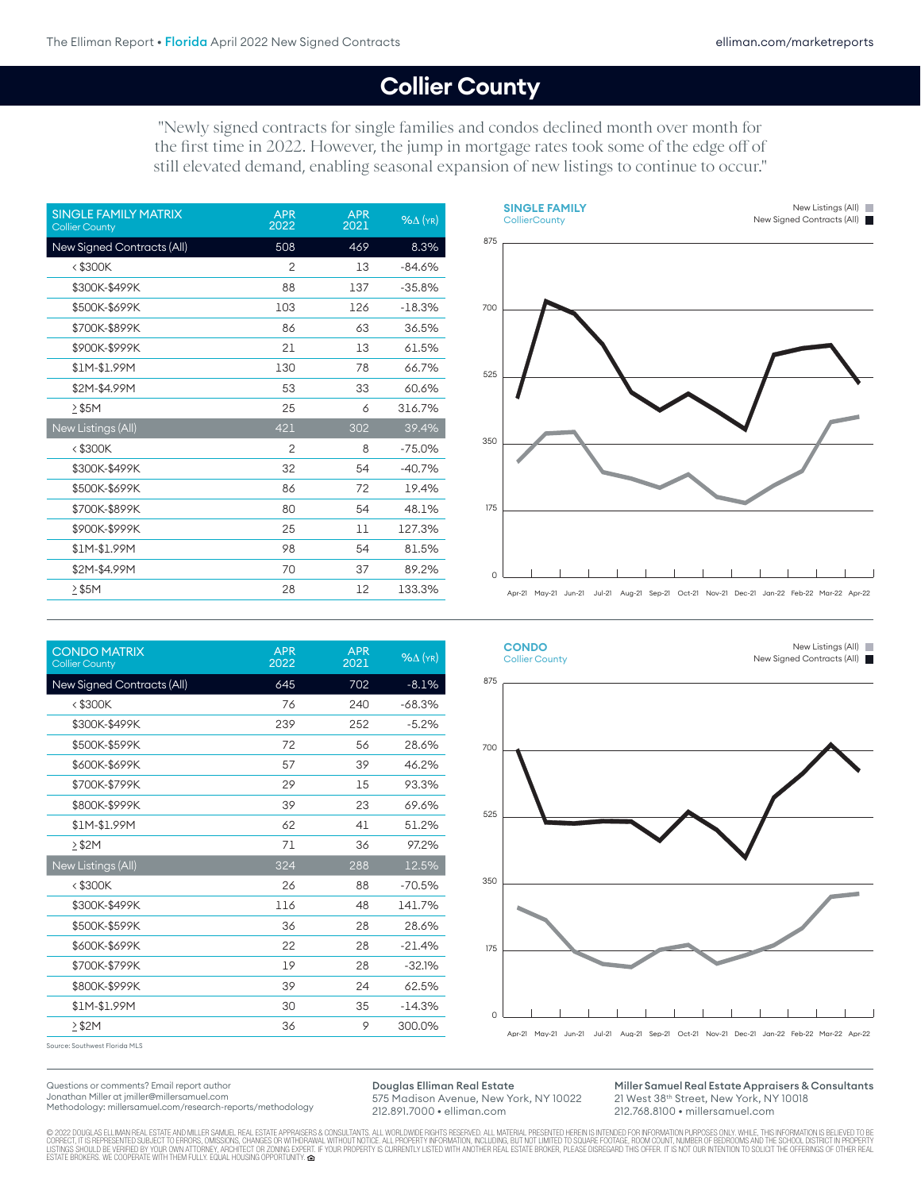# Collier County

"Newly signed contracts for single families and condos declined month over month for the first time in 2022. However, the jump in mortgage rates took some of the edge off of still elevated demand, enabling seasonal expansion of new listings to continue to occur."

| SINGLE FAMILY MATRIX Collier County | APR 2022 | APR 2021 | %Δ (YR) |
|---|---|---|---|
| New Signed Contracts (All) | 508 | 469 | 8.3% |
| < $300K | 2 | 13 | -84.6% |
| $300K-$499K | 88 | 137 | -35.8% |
| $500K-$699K | 103 | 126 | -18.3% |
| $700K-$899K | 86 | 63 | 36.5% |
| $900K-$999K | 21 | 13 | 61.5% |
| $1M-$1.99M | 130 | 78 | 66.7% |
| $2M-$4.99M | 53 | 33 | 60.6% |
| ≥ $5M | 25 | 6 | 316.7% |
| New Listings (All) | 421 | 302 | 39.4% |
| < $300K | 2 | 8 | -75.0% |
| $300K-$499K | 32 | 54 | -40.7% |
| $500K-$699K | 86 | 72 | 19.4% |
| $700K-$899K | 80 | 54 | 48.1% |
| $900K-$999K | 25 | 11 | 127.3% |
| $1M-$1.99M | 98 | 54 | 81.5% |
| $2M-$4.99M | 70 | 37 | 89.2% |
| ≥ $5M | 28 | 12 | 133.3% |

SINGLE FAMILY
CollierCounty
New Listings (All)
New Signed Contracts (All)
875
700
525
350
175
0
Apr-21 May-21 Jun-21 Jul-21 Aug-21 Sep-21 Oct-21 Nov-21 Dec-21 Jan-22 Feb-22 Mar-22 Apr-22

| CONDO MATRIX Collier County | APR 2022 | APR 2021 | %Δ (YR) |
|---|---|---|---|
| New Signed Contracts (All) | 645 | 702 | -8.1% |
| < $300K | 76 | 240 | -68.3% |
| $300K-$499K | 239 | 252 | -5.2% |
| $500K-$599K | 72 | 56 | 28.6% |
| $600K-$699K | 57 | 39 | 46.2% |
| $700K-$799K | 29 | 15 | 93.3% |
| $800K-$999K | 39 | 23 | 69.6% |
| $1M-$1.99M | 62 | 41 | 51.2% |
| ≥ $2M | 71 | 36 | 97.2% |
| New Listings (All) | 324 | 288 | 12.5% |
| < $300K | 26 | 88 | -70.5% |
| $300K-$499K | 116 | 48 | 141.7% |
| $500K-$599K | 36 | 28 | 28.6% |
| $600K-$699K | 22 | 28 | -21.4% |
| $700K-$799K | 19 | 28 | -32.1% |
| $800K-$999K | 39 | 24 | 62.5% |
| $1M-$1.99M | 30 | 35 | -14.3% |
| ≥ $2M | 36 | 9 | 300.0% |

Source: Southwest Florida MLS

CONDO
Collier County
New Listings (All)
New Signed Contracts (All)
875
700
525
350
175
0
Apr-21 May-21 Jun-21 Jul-21 Aug-21 Sep-21 Oct-21 Nov-21 Dec-21 Jan-22 Feb-22 Mar-22 Apr-22

Questions or comments? Email report author Jonathan Miller at jmiller@millersamuel.com
Methodology: millersamuel.com/research-reports/methodology

**Douglas Elliman Real Estate**
575 Madison Avenue, New York, NY 10022
212.891.7000 • elliman.com

**Miller Samuel Real Estate Appraisers & Consultants**
21 West 38th Street, New York, NY 10018
212.768.8100 • millersamuel.com

© 2022 DOUGLAS ELLIMAN REAL ESTATE AND MILLER SAMUEL REAL ESTATE APPRAISERS & CONSULTANTS. ALL WORLDWIDE RIGHTS RESERVED. ALL MATERIAL PRESENTED HEREIN IS INTENDED FOR INFORMATION PURPOSES ONLY. WHILE, THIS INFORMATION IS BELIEVED TO BE CORRECT, IT IS REPRESENTED SUBJECT TO ERRORS, OMISSIONS, CHANGES OR WITHDRAWAL WITHOUT NOTICE. ALL PROPERTY INFORMATION, INCLUDING, BUT NOT LIMITED TO SQUARE FOOTAGE, ROOM COUNT, NUMBER OF BEDROOMS AND THE SCHOOL DISTRICT IN PROPERTY LISTINGS SHOULD BE VERIFIED BY YOUR OWN ATTORNEY, ARCHITECT OR ZONING EXPERT. IF YOUR PROPERTY IS CURRENTLY LISTED WITH ANOTHER REAL ESTATE BROKER, PLEASE DISREGARD THIS OFFER. IT IS NOT OUR INTENTION TO SOLICIT THE OFFERINGS OF OTHER REAL ESTATE BROKERS. WE COOPERATE WITH THEM FULLY. EQUAL HOUSING OPPORTUNITY.